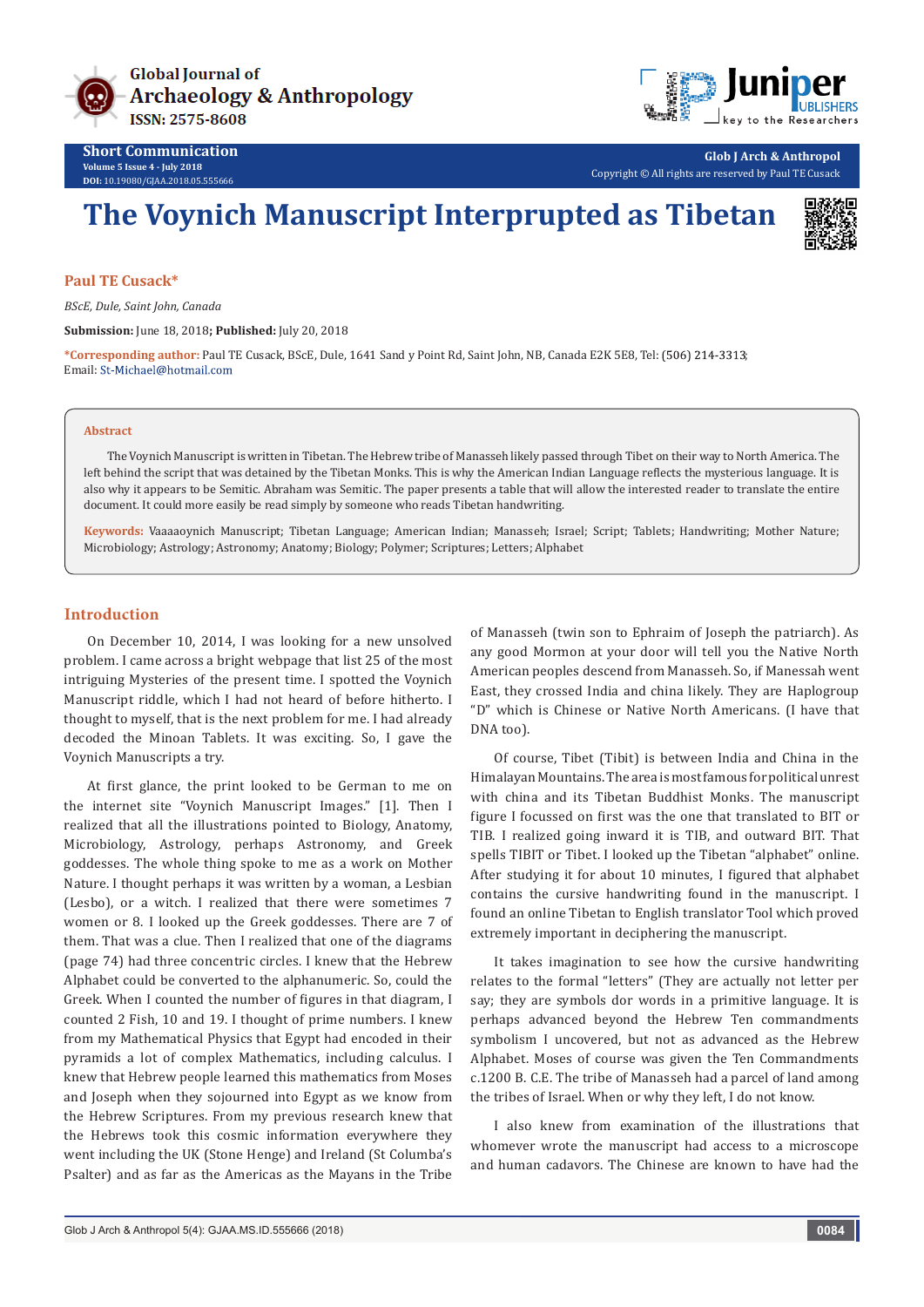# The Voynich Manuscript Interprupted as Tibetan

**Paul TE Cusack***

*BScE, Dule, Saint John, Canada*

**Submission:** June 18, 2018**; Published:** July 20, 2018

***Corresponding author:** Paul TE Cusack, BScE, Dule, 1641 Sand y Point Rd, Saint John, NB, Canada E2K 5E8, Tel: (506) 214-3313; Email: St-Michael@hotmail.com

### Abstract

The Voynich Manuscript is written in Tibetan. The Hebrew tribe of Manasseh likely passed through Tibet on their way to North America. The left behind the script that was detained by the Tibetan Monks. This is why the American Indian Language reflects the mysterious language. It is also why it appears to be Semitic. Abraham was Semitic. The paper presents a table that will allow the interested reader to translate the entire document. It could more easily be read simply by someone who reads Tibetan handwriting.

**Keywords:** Vaaaaoynich Manuscript; Tibetan Language; American Indian; Manasseh; Israel; Script; Tablets; Handwriting; Mother Nature; Microbiology; Astrology; Astronomy; Anatomy; Biology; Polymer; Scriptures; Letters; Alphabet

## Introduction

On December 10, 2014, I was looking for a new unsolved problem. I came across a bright webpage that list 25 of the most intriguing Mysteries of the present time. I spotted the Voynich Manuscript riddle, which I had not heard of before hitherto. I thought to myself, that is the next problem for me. I had already decoded the Minoan Tablets. It was exciting. So, I gave the Voynich Manuscripts a try.

At first glance, the print looked to be German to me on the internet site "Voynich Manuscript Images." [1]. Then I realized that all the illustrations pointed to Biology, Anatomy, Microbiology, Astrology, perhaps Astronomy, and Greek goddesses. The whole thing spoke to me as a work on Mother Nature. I thought perhaps it was written by a woman, a Lesbian (Lesbo), or a witch. I realized that there were sometimes 7 women or 8. I looked up the Greek goddesses. There are 7 of them. That was a clue. Then I realized that one of the diagrams (page 74) had three concentric circles. I knew that the Hebrew Alphabet could be converted to the alphanumeric. So, could the Greek. When I counted the number of figures in that diagram, I counted 2 Fish, 10 and 19. I thought of prime numbers. I knew from my Mathematical Physics that Egypt had encoded in their pyramids a lot of complex Mathematics, including calculus. I knew that Hebrew people learned this mathematics from Moses and Joseph when they sojourned into Egypt as we know from the Hebrew Scriptures. From my previous research knew that the Hebrews took this cosmic information everywhere they went including the UK (Stone Henge) and Ireland (St Columba's Psalter) and as far as the Americas as the Mayans in the Tribe of Manasseh (twin son to Ephraim of Joseph the patriarch). As any good Mormon at your door will tell you the Native North American peoples descend from Manasseh. So, if Manessah went East, they crossed India and china likely. They are Haplogroup "D" which is Chinese or Native North Americans. (I have that DNA too).

Of course, Tibet (Tibit) is between India and China in the Himalayan Mountains. The area is most famous for political unrest with china and its Tibetan Buddhist Monks. The manuscript figure I focussed on first was the one that translated to BIT or TIB. I realized going inward it is TIB, and outward BIT. That spells TIBIT or Tibet. I looked up the Tibetan "alphabet" online. After studying it for about 10 minutes, I figured that alphabet contains the cursive handwriting found in the manuscript. I found an online Tibetan to English translator Tool which proved extremely important in deciphering the manuscript.

It takes imagination to see how the cursive handwriting relates to the formal "letters" (They are actually not letter per say; they are symbols dor words in a primitive language. It is perhaps advanced beyond the Hebrew Ten commandments symbolism I uncovered, but not as advanced as the Hebrew Alphabet. Moses of course was given the Ten Commandments c.1200 B. C.E. The tribe of Manasseh had a parcel of land among the tribes of Israel. When or why they left, I do not know.

I also knew from examination of the illustrations that whomever wrote the manuscript had access to a microscope and human cadavors. The Chinese are known to have had the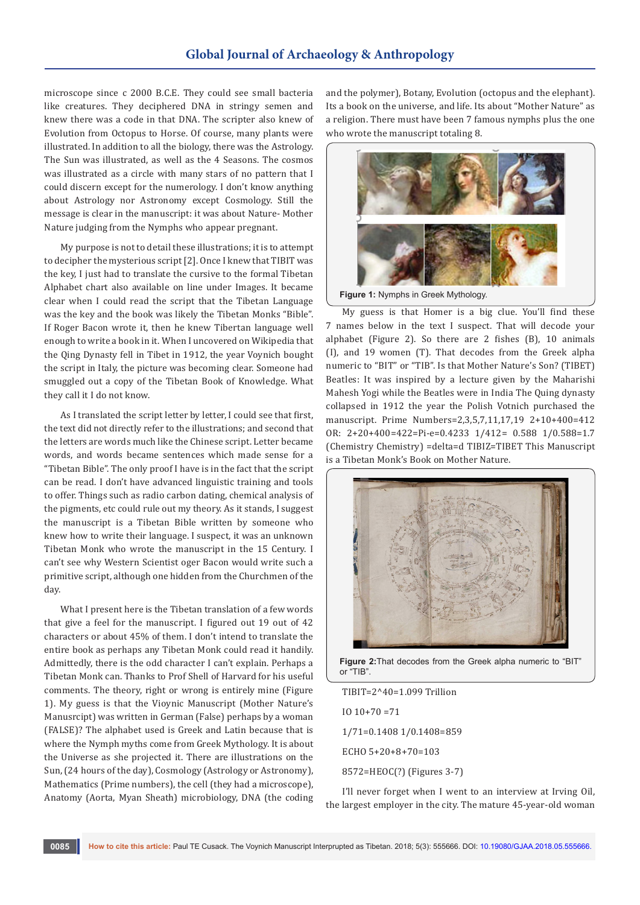microscope since c 2000 B.C.E. They could see small bacteria like creatures. They deciphered DNA in stringy semen and knew there was a code in that DNA. The scripter also knew of Evolution from Octopus to Horse. Of course, many plants were illustrated. In addition to all the biology, there was the Astrology. The Sun was illustrated, as well as the 4 Seasons. The cosmos was illustrated as a circle with many stars of no pattern that I could discern except for the numerology. I don't know anything about Astrology nor Astronomy except Cosmology. Still the message is clear in the manuscript: it was about Nature- Mother Nature judging from the Nymphs who appear pregnant.

My purpose is not to detail these illustrations; it is to attempt to decipher the mysterious script [2]. Once I knew that TIBIT was the key, I just had to translate the cursive to the formal Tibetan Alphabet chart also available on line under Images. It became clear when I could read the script that the Tibetan Language was the key and the book was likely the Tibetan Monks "Bible". If Roger Bacon wrote it, then he knew Tibertan language well enough to write a book in it. When I uncovered on Wikipedia that the Qing Dynasty fell in Tibet in 1912, the year Voynich bought the script in Italy, the picture was becoming clear. Someone had smuggled out a copy of the Tibetan Book of Knowledge. What they call it I do not know.

As I translated the script letter by letter, I could see that first, the text did not directly refer to the illustrations; and second that the letters are words much like the Chinese script. Letter became words, and words became sentences which made sense for a "Tibetan Bible". The only proof I have is in the fact that the script can be read. I don't have advanced linguistic training and tools to offer. Things such as radio carbon dating, chemical analysis of the pigments, etc could rule out my theory. As it stands, I suggest the manuscript is a Tibetan Bible written by someone who knew how to write their language. I suspect, it was an unknown Tibetan Monk who wrote the manuscript in the 15 Century. I can't see why Western Scientist oger Bacon would write such a primitive script, although one hidden from the Churchmen of the day.

What I present here is the Tibetan translation of a few words that give a feel for the manuscript. I figured out 19 out of 42 characters or about 45% of them. I don't intend to translate the entire book as perhaps any Tibetan Monk could read it handily. Admittedly, there is the odd character I can't explain. Perhaps a Tibetan Monk can. Thanks to Prof Shell of Harvard for his useful comments. The theory, right or wrong is entirely mine (Figure 1). My guess is that the Vioynic Manuscript (Mother Nature's Manusrcipt) was written in German (False) perhaps by a woman (FALSE)? The alphabet used is Greek and Latin because that is where the Nymph myths come from Greek Mythology. It is about the Universe as she projected it. There are illustrations on the Sun, (24 hours of the day), Cosmology (Astrology or Astronomy), Mathematics (Prime numbers), the cell (they had a microscope), Anatomy (Aorta, Myan Sheath) microbiology, DNA (the coding and the polymer), Botany, Evolution (octopus and the elephant). Its a book on the universe, and life. Its about "Mother Nature" as a religion. There must have been 7 famous nymphs plus the one who wrote the manuscript totaling 8.

**Figure 1:** Nymphs in Greek Mythology.

My guess is that Homer is a big clue. You'll find these 7 names below in the text I suspect. That will decode your alphabet (Figure 2). So there are 2 fishes (B), 10 animals (I), and 19 women (T). That decodes from the Greek alpha numeric to "BIT" or "TIB". Is that Mother Nature's Son? (TIBET) Beatles: It was inspired by a lecture given by the Maharishi Mahesh Yogi while the Beatles were in India The Quing dynasty collapsed in 1912 the year the Polish Votnich purchased the manuscript. Prime Numbers=2,3,5,7,11,17,19 2+10+400=412 OR: 2+20+400=422=Pi-e=0.4233 1/412= 0.588 1/0.588=1.7 (Chemistry Chemistry) =delta=d TIBIZ=TIBET This Manuscript is a Tibetan Monk's Book on Mother Nature.

**Figure 2:** That decodes from the Greek alpha numeric to "BIT" or "TIB".

TIBIT=2^40=1.099 Trillion

IO 10+70 =71

1/71=0.1408 1/0.1408=859

ECHO 5+20+8+70=103

8572=HEOC(?) (Figures 3-7)

I'll never forget when I went to an interview at Irving Oil, the largest employer in the city. The mature 45-year-old woman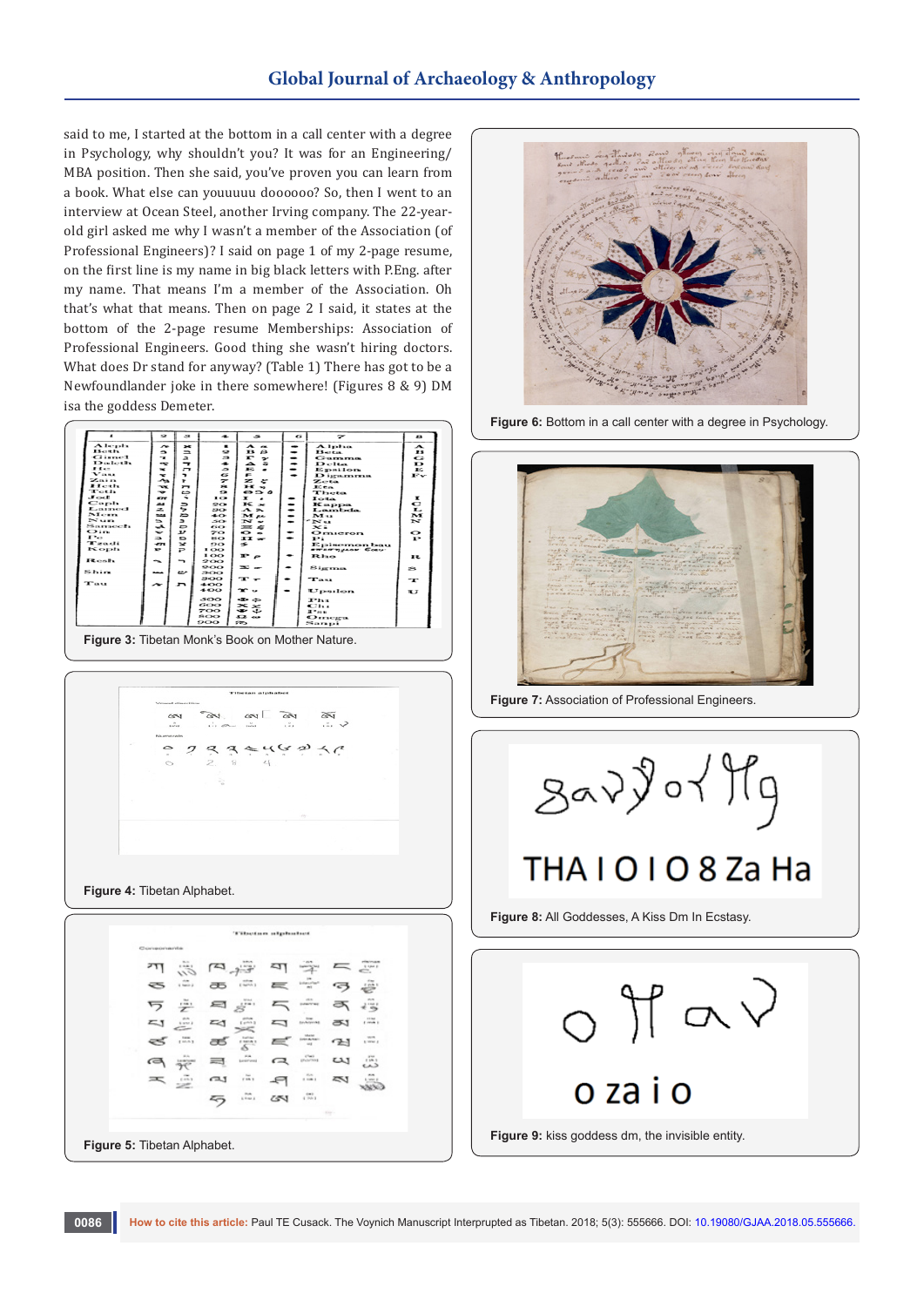said to me, I started at the bottom in a call center with a degree in Psychology, why shouldn't you? It was for an Engineering/MBA position. Then she said, you've proven you can learn from a book. What else can youuuuu doooooo? So, then I went to an interview at Ocean Steel, another Irving company. The 22-year-old girl asked me why I wasn't a member of the Association (of Professional Engineers)? I said on page 1 of my 2-page resume, on the first line is my name in big black letters with P.Eng. after my name. That means I'm a member of the Association. Oh that's what that means. Then on page 2 I said, it states at the bottom of the 2-page resume Memberships: Association of Professional Engineers. Good thing she wasn't hiring doctors. What does Dr stand for anyway? (Table 1) There has got to be a Newfoundlander joke in there somewhere! (Figures 8 & 9) DM isa the goddess Demeter.

**Figure 3:** Tibetan Monk's Book on Mother Nature.

**Figure 4:** Tibetan Alphabet.

**Figure 5:** Tibetan Alphabet.

**Figure 6:** Bottom in a call center with a degree in Psychology.

**Figure 7:** Association of Professional Engineers.

THA I O I O 8 Za Ha

**Figure 8:** All Goddesses, A Kiss Dm In Ecstasy.

o za i o

**Figure 9:** kiss goddess dm, the invisible entity.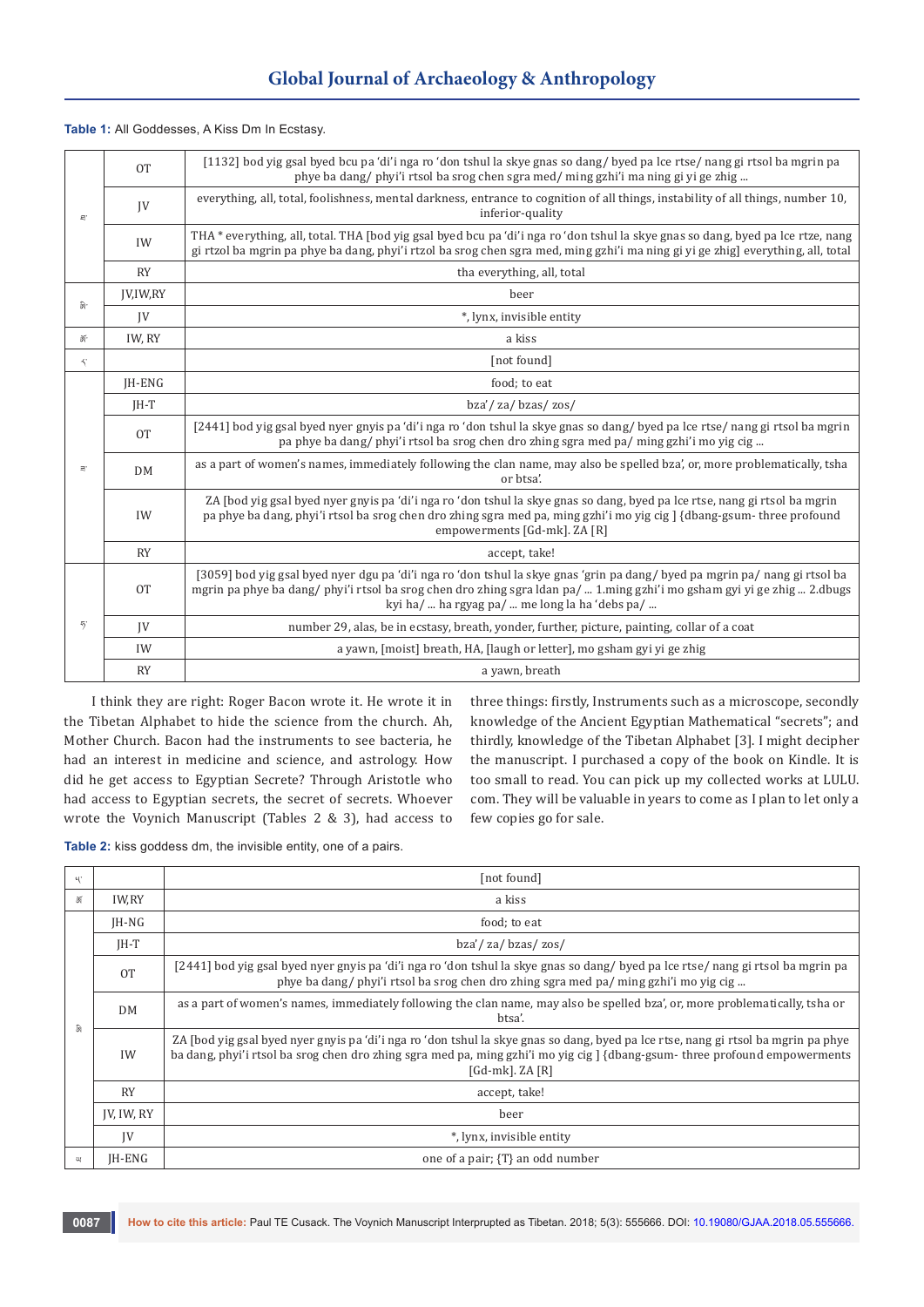**Table 1:** All Goddesses, A Kiss Dm In Ecstasy.

| | | |
|---|---|---|
| ཐ་ | OT | [1132] bod yig gsal byed bcu pa 'di'i nga ro 'don tshul la skye gnas so dang/ byed pa lce rtse/ nang gi rtsol ba mgrin pa phye ba dang/ phyi'i rtsol ba srog chen sgra med/ ming gzhi'i ma ning gi yi ge zhig ... |
| | JV | everything, all, total, foolishness, mental darkness, entrance to cognition of all things, instability of all things, number 10, inferior-quality |
| | IW | THA * everything, all, total. THA [bod yig gsal byed bcu pa 'di'i nga ro 'don tshul la skye gnas so dang, byed pa lce rtze, nang gi rtzol ba mgrin pa phye ba dang, phyi'i rtzol ba srog chen sgra med, ming gzhi'i ma ning gi yi ge zhig] everything, all, total |
| | RY | tha everything, all, total |
| མི་ | JV,IW,RY | beer |
| | JV | *, lynx, invisible entity |
| ཨོ་ | IW, RY | a kiss |
| ད་ | | [not found] |
| ཟ་ | JH-ENG | food; to eat |
| | JH-T | bza'/ za/ bzas/ zos/ |
| | OT | [2441] bod yig gsal byed nyer gnyis pa 'di'i nga ro 'don tshul la skye gnas so dang/ byed pa lce rtse/ nang gi rtsol ba mgrin pa phye ba dang/ phyi'i rtsol ba srog chen dro zhing sgra med pa/ ming gzhi'i mo yig cig ... |
| | DM | as a part of women's names, immediately following the clan name, may also be spelled bza', or, more problematically, tsha or btsa'. |
| | IW | ZA [bod yig gsal byed nyer gnyis pa 'di'i nga ro 'don tshul la skye gnas so dang, byed pa lce rtse, nang gi rtsol ba mgrin pa phye ba dang, phyi'i rtsol ba srog chen dro zhing sgra med pa, ming gzhi'i mo yig cig ] {dbang-gsum- three profound empowerments [Gd-mk]. ZA [R] |
| | RY | accept, take! |
| ཧ་ | OT | [3059] bod yig gsal byed nyer dgu pa 'di'i nga ro 'don tshul la skye gnas 'grin pa dang/ byed pa mgrin pa/ nang gi rtsol ba mgrin pa phye ba dang/ phyi'i rtsol ba srog chen dro zhing sgra ldan pa/ ... 1.ming gzhi'i mo gsham gyi yi ge zhig ... 2.dbugs kyi ha/ ... ha rgyag pa/ ... me long la ha 'debs pa/ ... |
| | JV | number 29, alas, be in ecstasy, breath, yonder, further, picture, painting, collar of a coat |
| | IW | a yawn, [moist] breath, HA, [laugh or letter], mo gsham gyi yi ge zhig |
| | RY | a yawn, breath |

I think they are right: Roger Bacon wrote it. He wrote it in the Tibetan Alphabet to hide the science from the church. Ah, Mother Church. Bacon had the instruments to see bacteria, he had an interest in medicine and science, and astrology. How did he get access to Egyptian Secrete? Through Aristotle who had access to Egyptian secrets, the secret of secrets. Whoever wrote the Voynich Manuscript (Tables 2 & 3), had access to three things: firstly, Instruments such as a microscope, secondly knowledge of the Ancient Egyptian Mathematical "secrets"; and thirdly, knowledge of the Tibetan Alphabet [3]. I might decipher the manuscript. I purchased a copy of the book on Kindle. It is too small to read. You can pick up my collected works at LULU.com. They will be valuable in years to come as I plan to let only a few copies go for sale.

**Table 2:** kiss goddess dm, the invisible entity, one of a pairs.

| | | |
|---|---|---|
| པ་ | | [not found] |
| ཨོ་ | IW,RY | a kiss |
| ཟི་ | JH-NG | food; to eat |
| | JH-T | bza'/ za/ bzas/ zos/ |
| | OT | [2441] bod yig gsal byed nyer gnyis pa 'di'i nga ro 'don tshul la skye gnas so dang/ byed pa lce rtse/ nang gi rtsol ba mgrin pa phye ba dang/ phyi'i rtsol ba srog chen dro zhing sgra med pa/ ming gzhi'i mo yig cig ... |
| | DM | as a part of women's names, immediately following the clan name, may also be spelled bza', or, more problematically, tsha or btsa'. |
| | IW | ZA [bod yig gsal byed nyer gnyis pa 'di'i nga ro 'don tshul la skye gnas so dang, byed pa lce rtse, nang gi rtsol ba mgrin pa phye ba dang, phyi'i rtsol ba srog chen dro zhing sgra med pa, ming gzhi'i mo yig cig ] {dbang-gsum- three profound empowerments [Gd-mk]. ZA [R] |
| | RY | accept, take! |
| | JV, IW, RY | beer |
| | JV | *, lynx, invisible entity |
| ཡ་ | JH-ENG | one of a pair; {T} an odd number |

**How to cite this article:** Paul TE Cusack. The Voynich Manuscript Interprupted as Tibetan. 2018; 5(3): 555666. DOI: 10.19080/GJAA.2018.05.555666.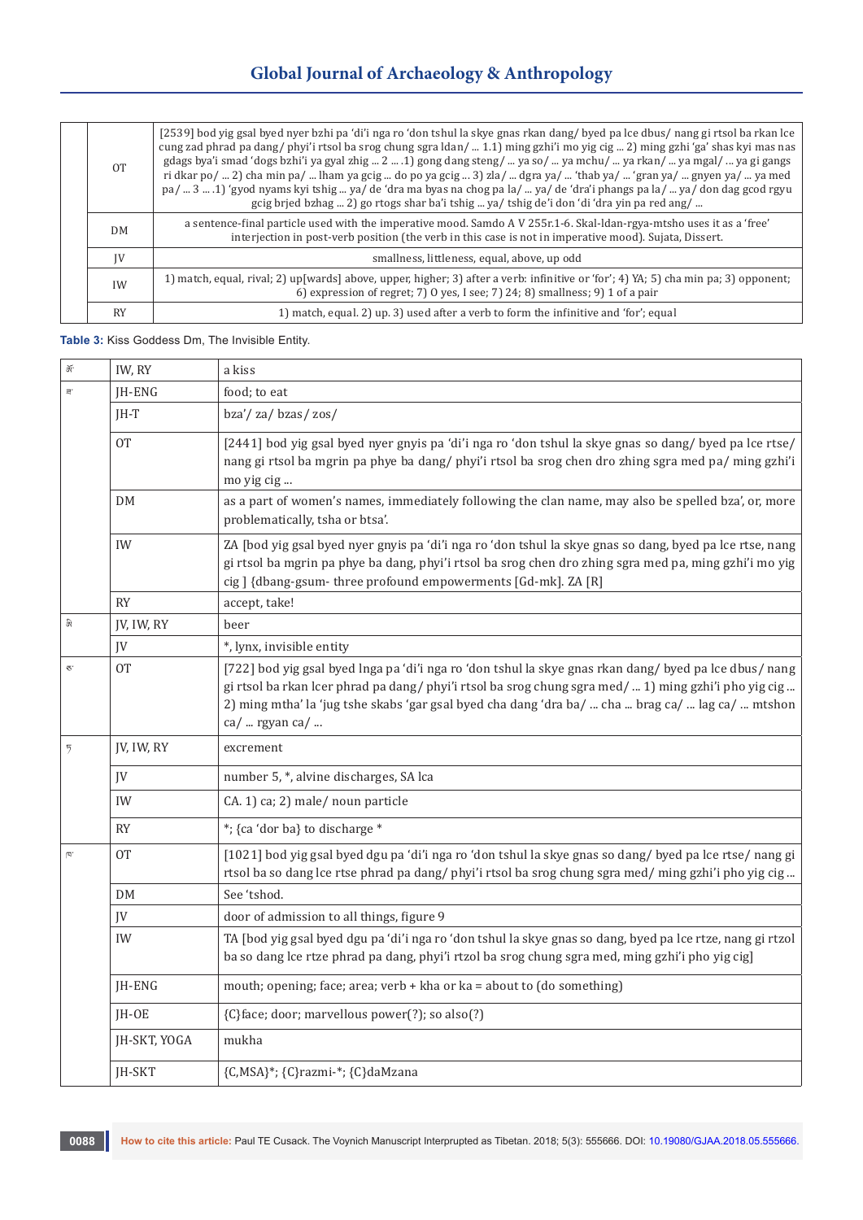| | | |
|---|---|---|
| | OT | [2539] bod yig gsal byed nyer bzhi pa 'di'i nga ro 'don tshul la skye gnas rkan dang/ byed pa lce dbus/ nang gi rtsol ba rkan lce cung zad phrad pa dang/ phyi'i rtsol ba srog chung sgra ldan/ ... 1.1) ming gzhi'i mo yig cig ... 2) ming gzhi 'ga' shas kyi mas nas gdags bya'i smad 'dogs bzhi'i ya gyal zhig ... 2 ... .1) gong dang steng/ ... ya so/ ... ya mchu/ ... ya rkan/ ... ya mgal/ ... ya gi gangs ri dkar po/ ... 2) cha min pa/ ... lham ya gcig ... do po ya gcig ... 3) zla/ ... dgra ya/ ... 'thab ya/ ... 'gran ya/ ... gnyen ya/ ... ya med pa/ ... 3 ... .1) 'gyod nyams kyi tshig ... ya/ de 'dra ma byas na chog pa la/ ... ya/ de 'dra'i phangs pa la/ ... ya/ don dag gcod rgyu gcig brjed bzhag ... 2) go rtogs shar ba'i tshig ... ya/ tshig de'i don 'di 'dra yin pa red ang/ ... |
| | DM | a sentence-final particle used with the imperative mood. Samdo A V 255r.1-6. Skal-ldan-rgya-mtsho uses it as a 'free' interjection in post-verb position (the verb in this case is not in imperative mood). Sujata, Dissert. |
| | JV | smallness, littleness, equal, above, up odd |
| | IW | 1) match, equal, rival; 2) up[wards] above, upper, higher; 3) after a verb: infinitive or 'for'; 4) YA; 5) cha min pa; 3) opponent; 6) expression of regret; 7) O yes, I see; 7) 24; 8) smallness; 9) 1 of a pair |
| | RY | 1) match, equal. 2) up. 3) used after a verb to form the infinitive and 'for'; equal |

**Table 3:** Kiss Goddess Dm, The Invisible Entity.

| | | |
|---|---|---|
| ཨོ་ | IW, RY | a kiss |
| ཟ་ | JH-ENG | food; to eat |
| | JH-T | bza'/ za/ bzas/ zos/ |
| | OT | [2441] bod yig gsal byed nyer gnyis pa 'di'i nga ro 'don tshul la skye gnas so dang/ byed pa lce rtse/ nang gi rtsol ba mgrin pa phye ba dang/ phyi'i rtsol ba srog chen dro zhing sgra med pa/ ming gzhi'i mo yig cig ... |
| | DM | as a part of women's names, immediately following the clan name, may also be spelled bza', or, more problematically, tsha or btsa'. |
| | IW | ZA [bod yig gsal byed nyer gnyis pa 'di'i nga ro 'don tshul la skye gnas so dang, byed pa lce rtse, nang gi rtsol ba mgrin pa phye ba dang, phyi'i rtsol ba srog chen dro zhing sgra med pa, ming gzhi'i mo yig cig ] {dbang-gsum- three profound empowerments [Gd-mk]. ZA [R] |
| | RY | accept, take! |
| གི་ | JV, IW, RY | beer |
| | JV | *, lynx, invisible entity |
| ཅ་ | OT | [722] bod yig gsal byed lnga pa 'di'i nga ro 'don tshul la skye gnas rkan dang/ byed pa lce dbus/ nang gi rtsol ba rkan lcer phrad pa dang/ phyi'i rtsol ba srog chung sgra med/ ... 1) ming gzhi'i pho yig cig ... 2) ming mtha' la 'jug tshe skabs 'gar gsal byed cha dang 'dra ba/ ... cha ... brag ca/ ... lag ca/ ... mtshon ca/ ... rgyan ca/ ... |
| ད་ | JV, IW, RY | excrement |
| | JV | number 5, *, alvine discharges, SA lca |
| | IW | CA. 1) ca; 2) male/ noun particle |
| | RY | *; {ca 'dor ba} to discharge * |
| ཁ་ | OT | [1021] bod yig gsal byed dgu pa 'di'i nga ro 'don tshul la skye gnas so dang/ byed pa lce rtse/ nang gi rtsol ba so dang lce rtse phrad pa dang/ phyi'i rtsol ba srog chung sgra med/ ming gzhi'i pho yig cig ... |
| | DM | See 'tshod. |
| | JV | door of admission to all things, figure 9 |
| | IW | TA [bod yig gsal byed dgu pa 'di'i nga ro 'don tshul la skye gnas so dang, byed pa lce rtze, nang gi rtzol ba so dang lce rtze phrad pa dang, phyi'i rtzol ba srog chung sgra med, ming gzhi'i pho yig cig] |
| | JH-ENG | mouth; opening; face; area; verb + kha or ka = about to (do something) |
| | JH-OE | {C}face; door; marvellous power(?); so also(?) |
| | JH-SKT, YOGA | mukha |
| | JH-SKT | {C,MSA}*; {C}razmi-*; {C}daMzana |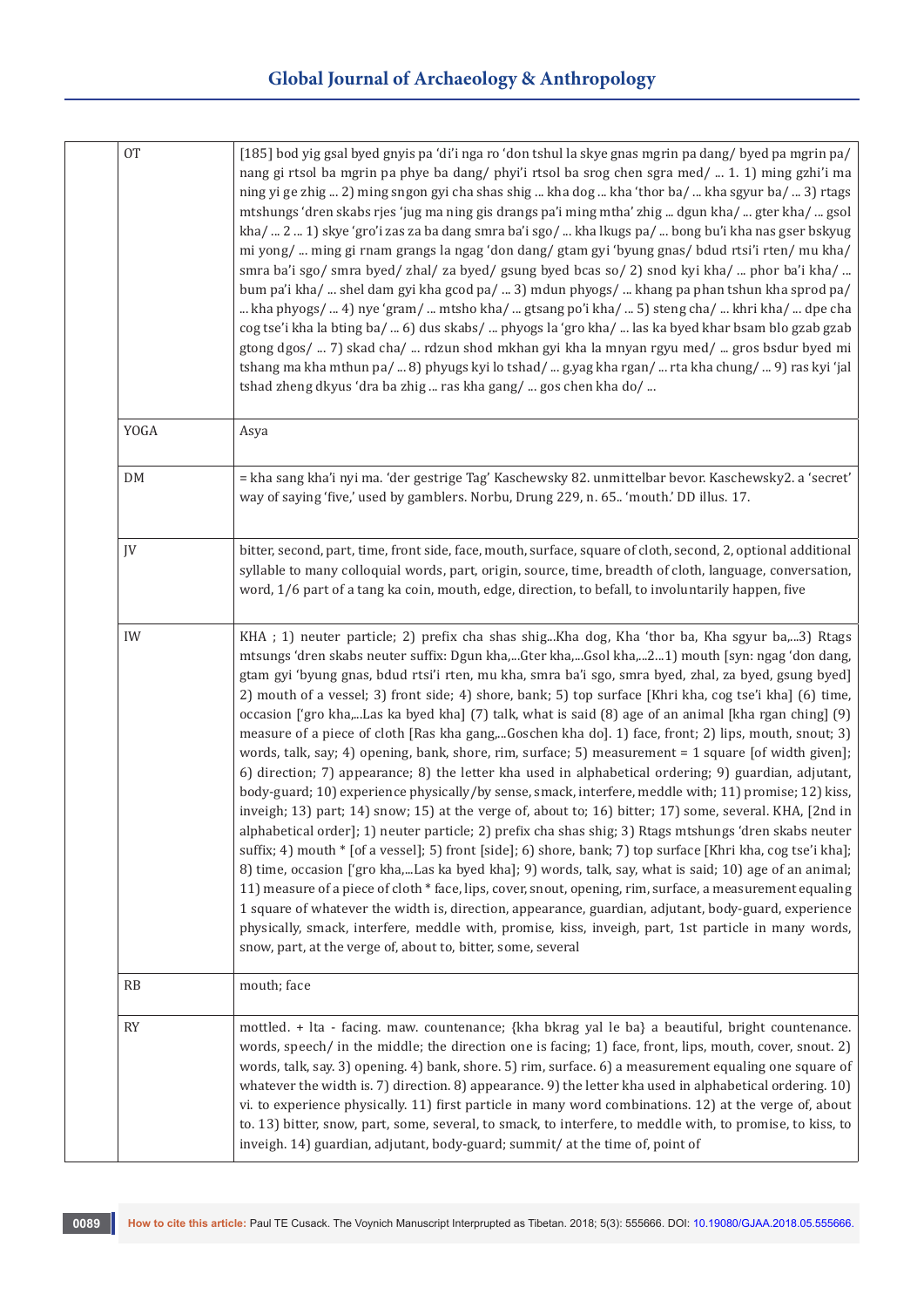| | | |
|---|---|---|
| | OT | [185] bod yig gsal byed gnyis pa 'di'i nga ro 'don tshul la skye gnas mgrin pa dang/ byed pa mgrin pa/ nang gi rtsol ba mgrin pa phye ba dang/ phyi'i rtsol ba srog chen sgra med/ ... 1. 1) ming gzhi'i ma ning yi ge zhig ... 2) ming sngon gyi cha shas shig ... kha dog ... kha 'thor ba/ ... kha sgyur ba/ ... 3) rtags mtshungs 'dren skabs rjes 'jug ma ning gis drangs pa'i ming mtha' zhig ... dgun kha/ ... gter kha/ ... gsol kha/ ... 2 ... 1) skye 'gro'i zas za ba dang smra ba'i sgo/ ... kha lkugs pa/ ... bong bu'i kha nas gser bskyug mi yong/ ... ming gi rnam grangs la ngag 'don dang/ gtam gyi 'byung gnas/ bdud rtsi'i rten/ mu kha/ smra ba'i sgo/ smra byed/ zhal/ za byed/ gsung byed bcas so/ 2) snod kyi kha/ ... phor ba'i kha/ ... bum pa'i kha/ ... shel dam gyi kha gcod pa/ ... 3) mdun phyogs/ ... khang pa phan tshun kha sprod pa/ ... kha phyogs/ ... 4) nye 'gram/ ... mtsho kha/ ... gtsang po'i kha/ ... 5) steng cha/ ... khri kha/ ... dpe cha cog tse'i kha la bting ba/ ... 6) dus skabs/ ... phyogs la 'gro kha/ ... las ka byed khar bsam blo gzab gzab gtong dgos/ ... 7) skad cha/ ... rdzun shod mkhan gyi kha la mnyan rgyu med/ ... gros bsdur byed mi tshang ma kha mthun pa/ ... 8) phyugs kyi lo tshad/ ... g.yag kha rgan/ ... rta kha chung/ ... 9) ras kyi 'jal tshad zheng dkyus 'dra ba zhig ... ras kha gang/ ... gos chen kha do/ ... |
| | YOGA | Asya |
| | DM | = kha sang kha'i nyi ma. 'der gestrige Tag' Kaschewsky 82. unmittelbar bevor. Kaschewsky2. a 'secret' way of saying 'five,' used by gamblers. Norbu, Drung 229, n. 65.. 'mouth.' DD illus. 17. |
| | JV | bitter, second, part, time, front side, face, mouth, surface, square of cloth, second, 2, optional additional syllable to many colloquial words, part, origin, source, time, breadth of cloth, language, conversation, word, 1/6 part of a tang ka coin, mouth, edge, direction, to befall, to involuntarily happen, five |
| | IW | KHA ; 1) neuter particle; 2) prefix cha shas shig...Kha dog, Kha 'thor ba, Kha sgyur ba,...3) Rtags mtsungs 'dren skabs neuter suffix: Dgun kha,...Gter kha,...Gsol kha,...2...1) mouth [syn: ngag 'don dang, gtam gyi 'byung gnas, bdud rtsi'i rten, mu kha, smra ba'i sgo, smra byed, zhal, za byed, gsung byed] 2) mouth of a vessel; 3) front side; 4) shore, bank; 5) top surface [Khri kha, cog tse'i kha] (6) time, occasion ['gro kha,...Las ka byed kha] (7) talk, what is said (8) age of an animal [kha rgan ching] (9) measure of a piece of cloth [Ras kha gang,...Goschen kha do]. 1) face, front; 2) lips, mouth, snout; 3) words, talk, say; 4) opening, bank, shore, rim, surface; 5) measurement = 1 square [of width given]; 6) direction; 7) appearance; 8) the letter kha used in alphabetical ordering; 9) guardian, adjutant, body-guard; 10) experience physically/by sense, smack, interfere, meddle with; 11) promise; 12) kiss, inveigh; 13) part; 14) snow; 15) at the verge of, about to; 16) bitter; 17) some, several. KHA, [2nd in alphabetical order]; 1) neuter particle; 2) prefix cha shas shig; 3) Rtags mtshungs 'dren skabs neuter suffix; 4) mouth * [of a vessel]; 5) front [side]; 6) shore, bank; 7) top surface [Khri kha, cog tse'i kha]; 8) time, occasion ['gro kha,...Las ka byed kha]; 9) words, talk, say, what is said; 10) age of an animal; 11) measure of a piece of cloth * face, lips, cover, snout, opening, rim, surface, a measurement equaling 1 square of whatever the width is, direction, appearance, guardian, adjutant, body-guard, experience physically, smack, interfere, meddle with, promise, kiss, inveigh, part, 1st particle in many words, snow, part, at the verge of, about to, bitter, some, several |
| | RB | mouth; face |
| | RY | mottled. + lta - facing. maw. countenance; {kha bkrag yal le ba} a beautiful, bright countenance. words, speech/ in the middle; the direction one is facing; 1) face, front, lips, mouth, cover, snout. 2) words, talk, say. 3) opening. 4) bank, shore. 5) rim, surface. 6) a measurement equaling one square of whatever the width is. 7) direction. 8) appearance. 9) the letter kha used in alphabetical ordering. 10) vi. to experience physically. 11) first particle in many word combinations. 12) at the verge of, about to. 13) bitter, snow, part, some, several, to smack, to interfere, to meddle with, to promise, to kiss, to inveigh. 14) guardian, adjutant, body-guard; summit/ at the time of, point of |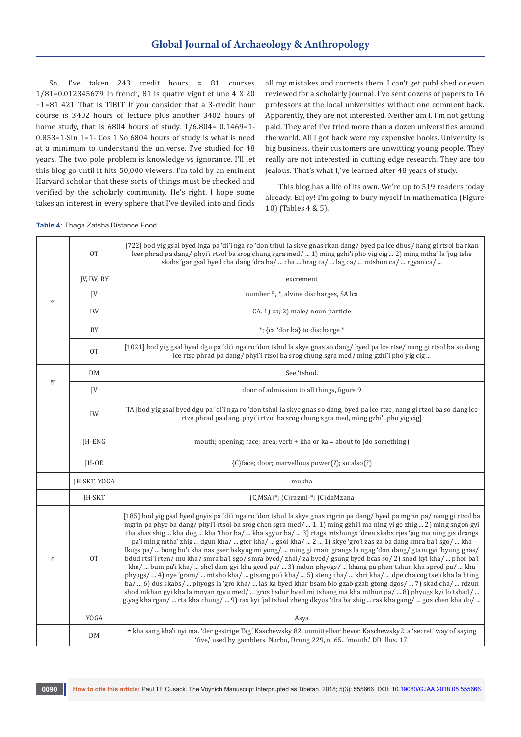So, I've taken 243 credit hours = 81 courses 1/81=0.012345679 In french, 81 is quatre vignt et une 4 X 20 +1=81 421 That is TIBIT If you consider that a 3-credit hour course is 3402 hours of lecture plus another 3402 hours of home study, that is 6804 hours of study. 1/6.804= 0.1469=1-0.853=1-Sin 1=1- Cos 1 So 6804 hours of study is what is need at a minimum to understand the universe. I've studied for 48 years. The two pole problem is knowledge vs ignorance. I'll let this blog go until it hits 50,000 viewers. I'm told by an eminent Harvard scholar that these sorts of things must be checked and verified by the scholarly community. He's right. I hope some takes an interest in every sphere that I've deviled into and finds all my mistakes and corrects them. I can't get published or even reviewed for a scholarly Journal. I've sent dozens of papers to 16 professors at the local universities without one comment back. Apparently, they are not interested. Neither am I. I'm not getting paid. They are! I've tried more than a dozen universities around the world. All I got back were my expensive books. University is big business. their customers are unwitting young people. They really are not interested in cutting edge research. They are too jealous. That's what I;'ve learned after 48 years of study.

This blog has a life of its own. We're up to 519 readers today already. Enjoy! I'm going to bury myself in mathematica (Figure 10) (Tables 4 & 5).

**Table 4:** Thaga Zatsha Distance Food.

| | | |
|---|---|---|
| ཅ་ | OT | [722] bod yig gsal byed lnga pa 'di'i nga ro 'don tshul la skye gnas rkan dang/ byed pa lce dbus/ nang gi rtsol ba rkan lcer phrad pa dang/ phyi'i rtsol ba srog chung sgra med/ ... 1) ming gzhi'i pho yig cig ... 2) ming mtha' la 'jug tshe skabs 'gar gsal byed cha dang 'dra ba/ ... cha ... brag ca/ ... lag ca/ ... mtshon ca/ ... rgyan ca/ ... |
| | JV, IW, RY | excrement |
| | JV | number 5, *, alvine discharges, SA lca |
| | IW | CA. 1) ca; 2) male/ noun particle |
| | RY | *; {ca 'dor ba} to discharge * |
| | OT | [1021] bod yig gsal byed dgu pa 'di'i nga ro 'don tshul la skye gnas so dang/ byed pa lce rtse/ nang gi rtsol ba so dang lce rtse phrad pa dang/ phyi'i rtsol ba srog chung sgra med/ ming gzhi'i pho yig cig ... |
| ཏ་ | DM | See 'tshod. |
| | JV | door of admission to all things, figure 9 |
| | IW | TA [bod yig gsal byed dgu pa 'di'i nga ro 'don tshul la skye gnas so dang, byed pa lce rtze, nang gi rtzol ba so dang lce rtze phrad pa dang, phyi'i rtzol ba srog chung sgra med, ming gzhi'i pho yig cig] |
| | JH-ENG | mouth; opening; face; area; verb + kha or ka = about to (do something) |
| | JH-OE | {C}face; door; marvellous power(?); so also(?) |
| | JH-SKT, YOGA | mukha |
| | JH-SKT | {C,MSA}*; {C}razmi-*; {C}daMzana |
| ཁ་ | OT | [185] bod yig gsal byed gnyis pa 'di'i nga ro 'don tshul la skye gnas mgrin pa dang/ byed pa mgrin pa/ nang gi rtsol ba mgrin pa phye ba dang/ phyi'i rtsol ba srog chen sgra med/ ... 1. 1) ming gzhi'i ma ning yi ge zhig ... 2) ming sngon gyi cha shas shig ... kha dog ... kha 'thor ba/ ... kha sgyur ba/ ... 3) rtags mtshungs 'dren skabs rjes 'jug ma ning gis drangs pa'i ming mtha' zhig ... dgun kha/ ... gter kha/ ... gsol kha/ ... 2 ... 1) skye 'gro'i zas za ba dang smra ba'i sgo/ ... kha lkugs pa/ ... bong bu'i kha nas gser bskyug mi yong/ ... ming gi rnam grangs la ngag 'don dang/ gtam gyi 'byung gnas/ bdud rtsi'i rten/ mu kha/ smra ba'i sgo/ smra byed/ zhal/ za byed/ gsung byed bcas so/ 2) snod kyi kha/ ... phor ba'i kha/ ... bum pa'i kha/ ... shel dam gyi kha gcod pa/ ... 3) mdun phyogs/ ... khang pa phan tshun kha sprod pa/ ... kha phyogs/ ... 4) nye 'gram/ ... mtsho kha/ ... gtsang po'i kha/ ... 5) steng cha/ ... khri kha/ ... dpe cha cog tse'i kha la bting ba/ ... 6) dus skabs/ ... phyogs la 'gro kha/ ... las ka byed khar bsam blo gzab gzab gtong dgos/ ... 7) skad cha/ ... rdzun shod mkhan gyi kha la mnyan rgyu med/ ... gros bsdur byed mi tshang ma kha mthun pa/ ... 8) phyugs kyi lo tshad/ ... g.yag kha rgan/ ... rta kha chung/ ... 9) ras kyi 'jal tshad zheng dkyus 'dra ba zhig ... ras kha gang/ ... gos chen kha do/ ... |
| | YOGA | Asya |
| | DM | = kha sang kha'i nyi ma. 'der gestrige Tag' Kaschewsky 82. unmittelbar bevor. Kaschewsky2. a 'secret' way of saying 'five,' used by gamblers. Norbu, Drung 229, n. 65.. 'mouth.' DD illus. 17. |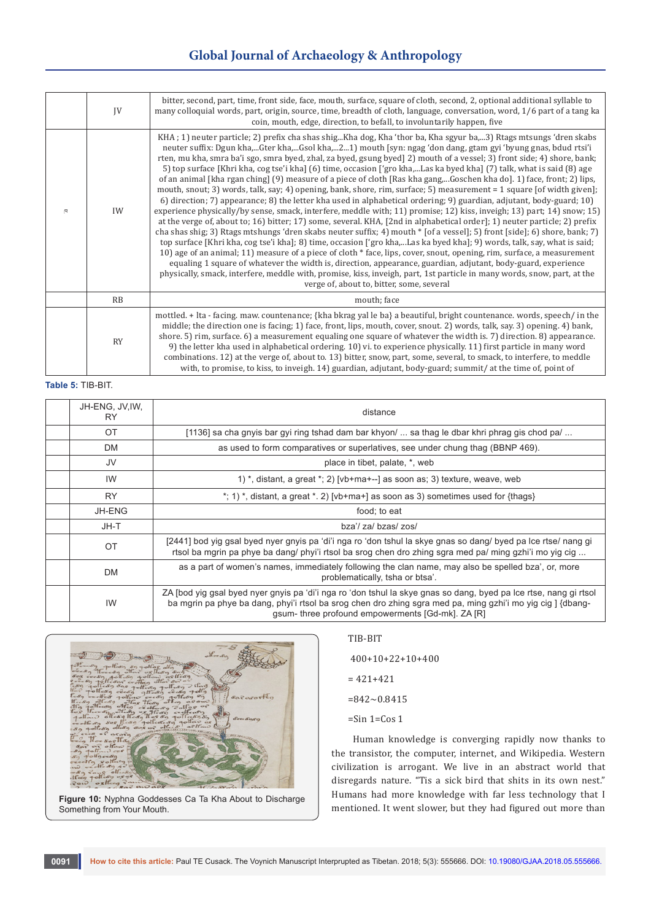| | | |
|---|---|---|
| | JV | bitter, second, part, time, front side, face, mouth, surface, square of cloth, second, 2, optional additional syllable to many colloquial words, part, origin, source, time, breadth of cloth, language, conversation, word, 1/6 part of a tang ka coin, mouth, edge, direction, to befall, to involuntarily happen, five |
| ཁ | IW | KHA ; 1) neuter particle; 2) prefix cha shas shig...Kha dog, Kha 'thor ba, Kha sgyur ba,...3) Rtags mtsungs 'dren skabs neuter suffix: Dgun kha,...Gter kha,...Gsol kha,...2...1) mouth [syn: ngag 'don dang, gtam gyi 'byung gnas, bdud rtsi'i rten, mu kha, smra ba'i sgo, smra byed, zhal, za byed, gsung byed] 2) mouth of a vessel; 3) front side; 4) shore, bank; 5) top surface [Khri kha, cog tse'i kha] (6) time, occasion ['gro kha,...Las ka byed kha] (7) talk, what is said (8) age of an animal [kha rgan ching] (9) measure of a piece of cloth [Ras kha gang,...Goschen kha do]. 1) face, front; 2) lips, mouth, snout; 3) words, talk, say; 4) opening, bank, shore, rim, surface; 5) measurement = 1 square [of width given]; 6) direction; 7) appearance; 8) the letter kha used in alphabetical ordering; 9) guardian, adjutant, body-guard; 10) experience physically/by sense, smack, interfere, meddle with; 11) promise; 12) kiss, inveigh; 13) part; 14) snow; 15) at the verge of, about to; 16) bitter; 17) some, several. KHA, [2nd in alphabetical order]; 1) neuter particle; 2) prefix cha shas shig; 3) Rtags mtshungs 'dren skabs neuter suffix; 4) mouth * [of a vessel]; 5) front [side]; 6) shore, bank; 7) top surface [Khri kha, cog tse'i kha]; 8) time, occasion ['gro kha,...Las ka byed kha]; 9) words, talk, say, what is said; 10) age of an animal; 11) measure of a piece of cloth * face, lips, cover, snout, opening, rim, surface, a measurement equaling 1 square of whatever the width is, direction, appearance, guardian, adjutant, body-guard, experience physically, smack, interfere, meddle with, promise, kiss, inveigh, part, 1st particle in many words, snow, part, at the verge of, about to, bitter, some, several |
| | RB | mouth; face |
| | RY | mottled. + lta - facing. maw. countenance; {kha bkrag yal le ba} a beautiful, bright countenance. words, speech/ in the middle; the direction one is facing; 1) face, front, lips, mouth, cover, snout. 2) words, talk, say. 3) opening. 4) bank, shore. 5) rim, surface. 6) a measurement equaling one square of whatever the width is. 7) direction. 8) appearance. 9) the letter kha used in alphabetical ordering. 10) vi. to experience physically. 11) first particle in many word combinations. 12) at the verge of, about to. 13) bitter, snow, part, some, several, to smack, to interfere, to meddle with, to promise, to kiss, to inveigh. 14) guardian, adjutant, body-guard; summit/ at the time of, point of |

**Table 5:** TIB-BIT.

| | JH-ENG, JV,IW, RY | distance |
|---|---|---|
| | OT | [1136] sa cha gnyis bar gyi ring tshad dam bar khyon/ ... sa thag le dbar khri phrag gis chod pa/ ... |
| | DM | as used to form comparatives or superlatives, see under chung thag (BBNP 469). |
| | JV | place in tibet, palate, *, web |
| | IW | 1) *, distant, a great *; 2) [vb+ma+--] as soon as; 3) texture, weave, web |
| | RY | *; 1) *, distant, a great *. 2) [vb+ma+] as soon as 3) sometimes used for {thags} |
| | JH-ENG | food; to eat |
| | JH-T | bza'/ za/ bzas/ zos/ |
| | OT | [2441] bod yig gsal byed nyer gnyis pa 'di'i nga ro 'don tshul la skye gnas so dang/ byed pa lce rtse/ nang gi rtsol ba mgrin pa phye ba dang/ phyi'i rtsol ba srog chen dro zhing sgra med pa/ ming gzhi'i mo yig cig ... |
| | DM | as a part of women's names, immediately following the clan name, may also be spelled bza', or, more problematically, tsha or btsa'. |
| | IW | ZA [bod yig gsal byed nyer gnyis pa 'di'i nga ro 'don tshul la skye gnas so dang, byed pa lce rtse, nang gi rtsol ba mgrin pa phye ba dang, phyi'i rtsol ba srog chen dro zhing sgra med pa, ming gzhi'i mo yig cig ] {dbang-gsum- three profound empowerments [Gd-mk]. ZA [R] |

**Figure 10:** Nyphna Goddesses Ca Ta Kha About to Discharge Something from Your Mouth.

TIB-BIT

400+10+22+10+400

= 421+421

=842~0.8415

=Sin 1=Cos 1

Human knowledge is converging rapidly now thanks to the transistor, the computer, internet, and Wikipedia. Western civilization is arrogant. We live in an abstract world that disregards nature. "Tis a sick bird that shits in its own nest." Humans had more knowledge with far less technology that I mentioned. It went slower, but they had figured out more than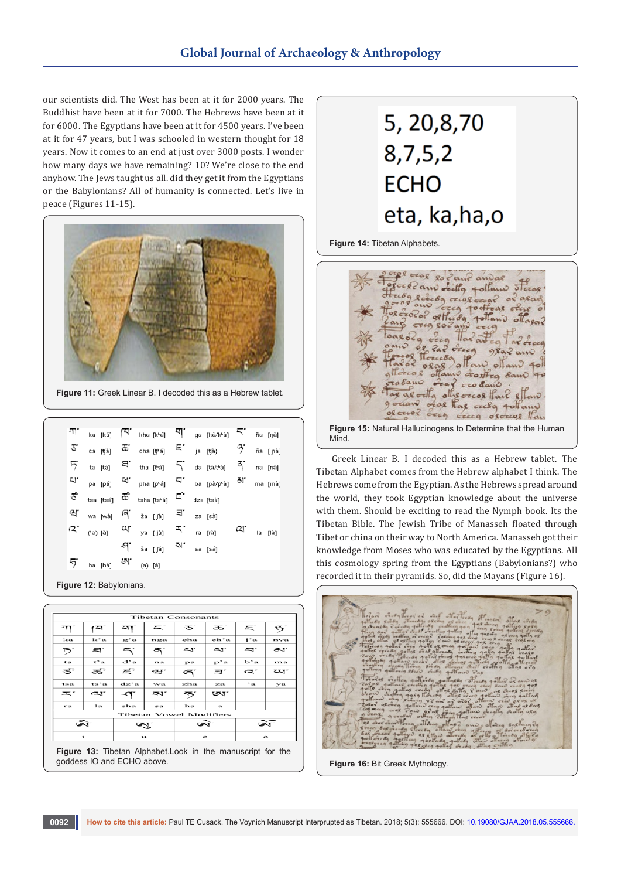our scientists did. The West has been at it for 2000 years. The Buddhist have been at it for 7000. The Hebrews have been at it for 6000. The Egyptians have been at it for 4500 years. I've been at it for 47 years, but I was schooled in western thought for 18 years. Now it comes to an end at just over 3000 posts. I wonder how many days we have remaining? 10? We're close to the end anyhow. The Jews taught us all. did they get it from the Egyptians or the Babylonians? All of humanity is connected. Let's live in peace (Figures 11-15).

**Figure 11:** Greek Linear B. I decoded this as a Hebrew tablet.

**Figure 12:** Babylonians.

**Figure 13:** Tibetan Alphabet.Look in the manuscript for the goddess IO and ECHO above.

5, 20,8,70
8,7,5,2
ECHO
eta, ka,ha,o

**Figure 14:** Tibetan Alphabets.

**Figure 15:** Natural Hallucinogens to Determine that the Human Mind.

Greek Linear B. I decoded this as a Hebrew tablet. The Tibetan Alphabet comes from the Hebrew alphabet I think. The Hebrews come from the Egyptian. As the Hebrews spread around the world, they took Egyptian knowledge about the universe with them. Should be exciting to read the Nymph book. Its the Tibetan Bible. The Jewish Tribe of Manasseh floated through Tibet or china on their way to North America. Manasseh got their knowledge from Moses who was educated by the Egyptians. All this cosmology spring from the Egyptians (Babylonians?) who recorded it in their pyramids. So, did the Mayans (Figure 16).

**Figure 16:** Bit Greek Mythology.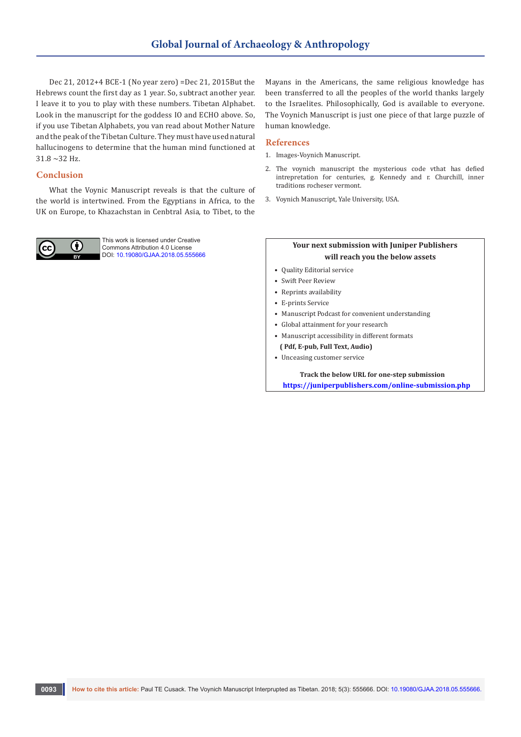Dec 21, 2012+4 BCE-1 (No year zero) =Dec 21, 2015But the Hebrews count the first day as 1 year. So, subtract another year. I leave it to you to play with these numbers. Tibetan Alphabet. Look in the manuscript for the goddess IO and ECHO above. So, if you use Tibetan Alphabets, you van read about Mother Nature and the peak of the Tibetan Culture. They must have used natural hallucinogens to determine that the human mind functioned at 31.8 ~32 Hz.

## Conclusion

What the Voynic Manuscript reveals is that the culture of the world is intertwined. From the Egyptians in Africa, to the UK on Europe, to Khazachstan in Cenbtral Asia, to Tibet, to the Mayans in the Americans, the same religious knowledge has been transferred to all the peoples of the world thanks largely to the Israelites. Philosophically, God is available to everyone. The Voynich Manuscript is just one piece of that large puzzle of human knowledge.

## References

1. Images-Voynich Manuscript.
2. The voynich manuscript the mysterious code vthat has defied intrepretation for centuries, g. Kennedy and r. Churchill, inner traditions rocheser vermont.
3. Voynich Manuscript, Yale University, USA.

This work is licensed under Creative Commons Attribution 4.0 License
DOI: 10.19080/GJAA.2018.05.555666

**Your next submission with Juniper Publishers will reach you the below assets**

- Quality Editorial service
- Swift Peer Review
- Reprints availability
- E-prints Service
- Manuscript Podcast for convenient understanding
- Global attainment for your research
- Manuscript accessibility in different formats
  **( Pdf, E-pub, Full Text, Audio)**
- Unceasing customer service

**Track the below URL for one-step submission**
**https://juniperpublishers.com/online-submission.php**

**How to cite this article:** Paul TE Cusack. The Voynich Manuscript Interprupted as Tibetan. 2018; 5(3): 555666. DOI: 10.19080/GJAA.2018.05.555666.